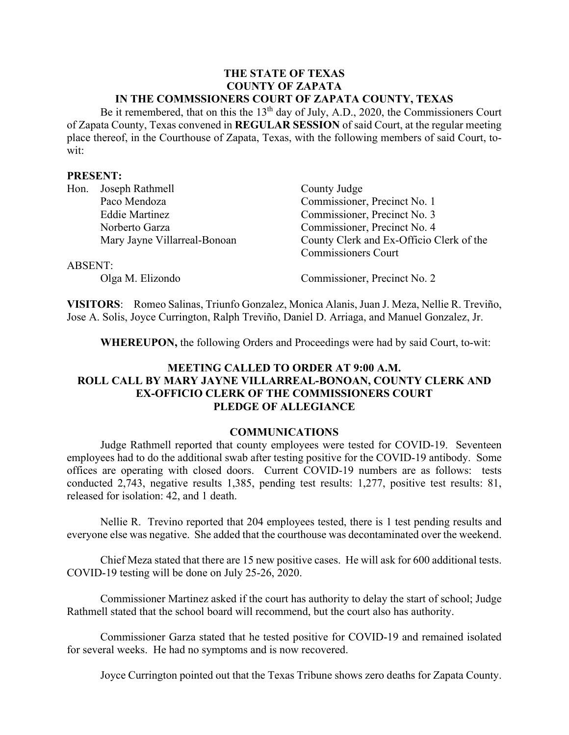**THE STATE OF TEXAS**
**COUNTY OF ZAPATA**
**IN THE COMMSSIONERS COURT OF ZAPATA COUNTY, TEXAS**

Be it remembered, that on this the 13th day of July, A.D., 2020, the Commissioners Court of Zapata County, Texas convened in **REGULAR SESSION** of said Court, at the regular meeting place thereof, in the Courthouse of Zapata, Texas, with the following members of said Court, to-wit:

**PRESENT:**

| | | |
|---|---|---|
| Hon. | Joseph Rathmell | County Judge |
| | Paco Mendoza | Commissioner, Precinct No. 1 |
| | Eddie Martinez | Commissioner, Precinct No. 3 |
| | Norberto Garza | Commissioner, Precinct No. 4 |
| | Mary Jayne Villarreal-Bonoan | County Clerk and Ex-Officio Clerk of the Commissioners Court |

ABSENT:

| | |
|---|---|
| Olga M. Elizondo | Commissioner, Precinct No. 2 |

**VISITORS**: Romeo Salinas, Triunfo Gonzalez, Monica Alanis, Juan J. Meza, Nellie R. Treviño, Jose A. Solis, Joyce Currington, Ralph Treviño, Daniel D. Arriaga, and Manuel Gonzalez, Jr.

**WHEREUPON,** the following Orders and Proceedings were had by said Court, to-wit:

**MEETING CALLED TO ORDER AT 9:00 A.M.**
**ROLL CALL BY MARY JAYNE VILLARREAL-BONOAN, COUNTY CLERK AND EX-OFFICIO CLERK OF THE COMMISSIONERS COURT**
**PLEDGE OF ALLEGIANCE**

**COMMUNICATIONS**

Judge Rathmell reported that county employees were tested for COVID-19. Seventeen employees had to do the additional swab after testing positive for the COVID-19 antibody. Some offices are operating with closed doors. Current COVID-19 numbers are as follows: tests conducted 2,743, negative results 1,385, pending test results: 1,277, positive test results: 81, released for isolation: 42, and 1 death.

Nellie R. Trevino reported that 204 employees tested, there is 1 test pending results and everyone else was negative. She added that the courthouse was decontaminated over the weekend.

Chief Meza stated that there are 15 new positive cases. He will ask for 600 additional tests. COVID-19 testing will be done on July 25-26, 2020.

Commissioner Martinez asked if the court has authority to delay the start of school; Judge Rathmell stated that the school board will recommend, but the court also has authority.

Commissioner Garza stated that he tested positive for COVID-19 and remained isolated for several weeks. He had no symptoms and is now recovered.

Joyce Currington pointed out that the Texas Tribune shows zero deaths for Zapata County.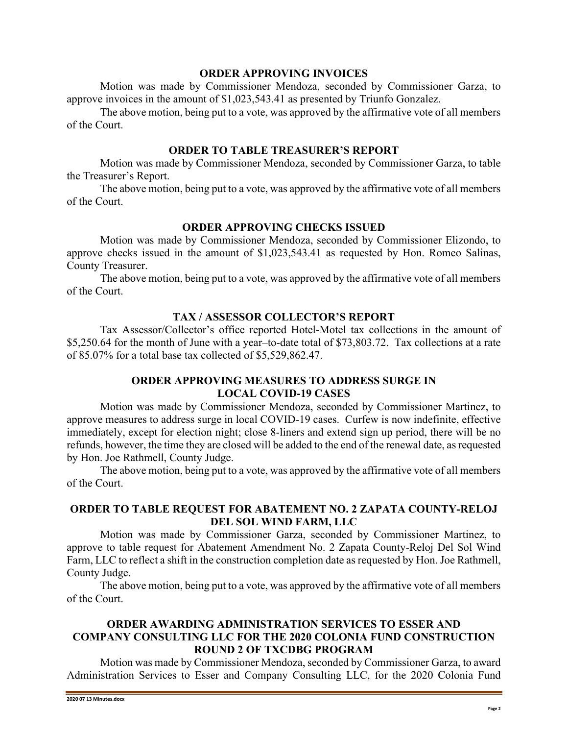## ORDER APPROVING INVOICES

Motion was made by Commissioner Mendoza, seconded by Commissioner Garza, to approve invoices in the amount of $1,023,543.41 as presented by Triunfo Gonzalez.

The above motion, being put to a vote, was approved by the affirmative vote of all members of the Court.

## ORDER TO TABLE TREASURER'S REPORT

Motion was made by Commissioner Mendoza, seconded by Commissioner Garza, to table the Treasurer's Report.

The above motion, being put to a vote, was approved by the affirmative vote of all members of the Court.

## ORDER APPROVING CHECKS ISSUED

Motion was made by Commissioner Mendoza, seconded by Commissioner Elizondo, to approve checks issued in the amount of $1,023,543.41 as requested by Hon. Romeo Salinas, County Treasurer.

The above motion, being put to a vote, was approved by the affirmative vote of all members of the Court.

## TAX / ASSESSOR COLLECTOR'S REPORT

Tax Assessor/Collector's office reported Hotel-Motel tax collections in the amount of $5,250.64 for the month of June with a year–to-date total of $73,803.72. Tax collections at a rate of 85.07% for a total base tax collected of $5,529,862.47.

## ORDER APPROVING MEASURES TO ADDRESS SURGE IN LOCAL COVID-19 CASES

Motion was made by Commissioner Mendoza, seconded by Commissioner Martinez, to approve measures to address surge in local COVID-19 cases. Curfew is now indefinite, effective immediately, except for election night; close 8-liners and extend sign up period, there will be no refunds, however, the time they are closed will be added to the end of the renewal date, as requested by Hon. Joe Rathmell, County Judge.

The above motion, being put to a vote, was approved by the affirmative vote of all members of the Court.

## ORDER TO TABLE REQUEST FOR ABATEMENT NO. 2 ZAPATA COUNTY-RELOJ DEL SOL WIND FARM, LLC

Motion was made by Commissioner Garza, seconded by Commissioner Martinez, to approve to table request for Abatement Amendment No. 2 Zapata County-Reloj Del Sol Wind Farm, LLC to reflect a shift in the construction completion date as requested by Hon. Joe Rathmell, County Judge.

The above motion, being put to a vote, was approved by the affirmative vote of all members of the Court.

## ORDER AWARDING ADMINISTRATION SERVICES TO ESSER AND COMPANY CONSULTING LLC FOR THE 2020 COLONIA FUND CONSTRUCTION ROUND 2 OF TXCDBG PROGRAM

Motion was made by Commissioner Mendoza, seconded by Commissioner Garza, to award Administration Services to Esser and Company Consulting LLC, for the 2020 Colonia Fund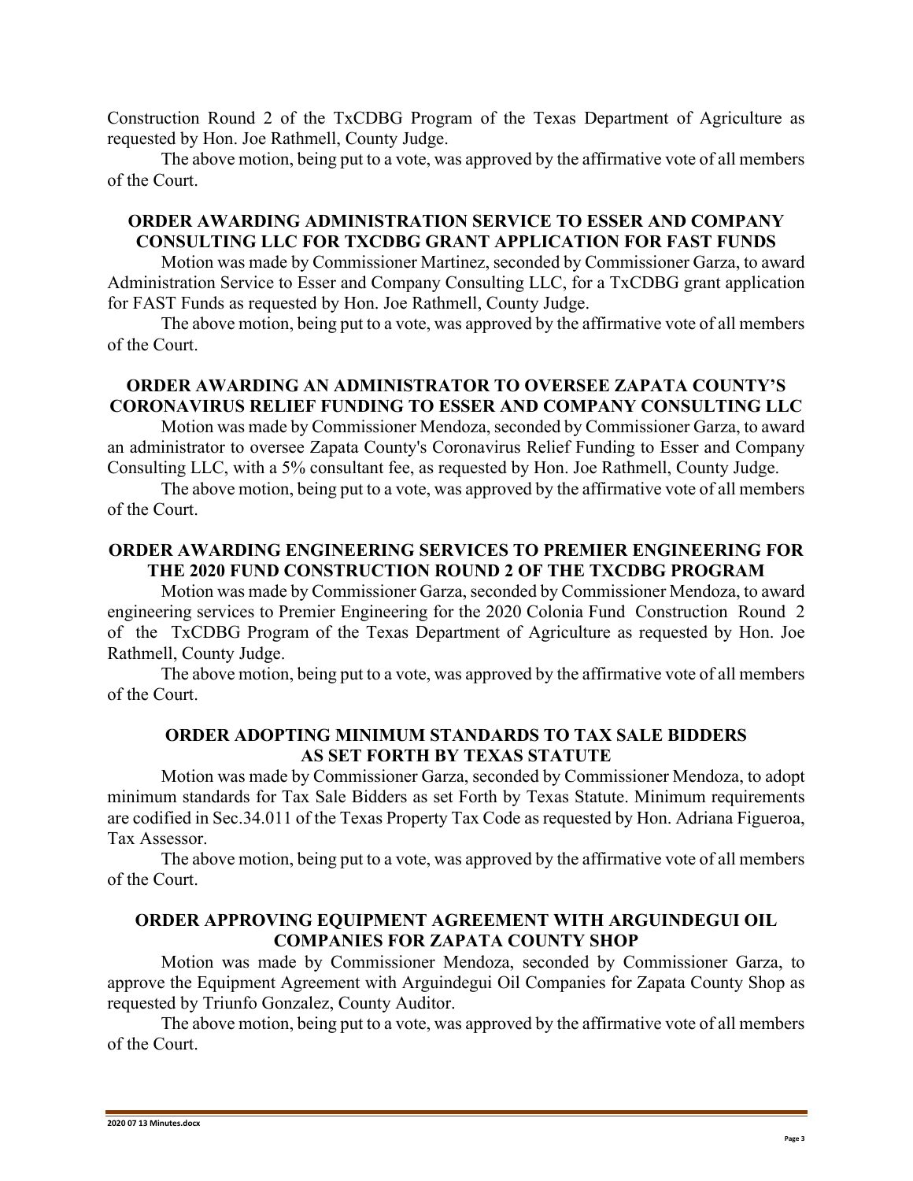Construction Round 2 of the TxCDBG Program of the Texas Department of Agriculture as requested by Hon. Joe Rathmell, County Judge.

The above motion, being put to a vote, was approved by the affirmative vote of all members of the Court.

**ORDER AWARDING ADMINISTRATION SERVICE TO ESSER AND COMPANY CONSULTING LLC FOR TXCDBG GRANT APPLICATION FOR FAST FUNDS**

Motion was made by Commissioner Martinez, seconded by Commissioner Garza, to award Administration Service to Esser and Company Consulting LLC, for a TxCDBG grant application for FAST Funds as requested by Hon. Joe Rathmell, County Judge.

The above motion, being put to a vote, was approved by the affirmative vote of all members of the Court.

**ORDER AWARDING AN ADMINISTRATOR TO OVERSEE ZAPATA COUNTY'S CORONAVIRUS RELIEF FUNDING TO ESSER AND COMPANY CONSULTING LLC**

Motion was made by Commissioner Mendoza, seconded by Commissioner Garza, to award an administrator to oversee Zapata County's Coronavirus Relief Funding to Esser and Company Consulting LLC, with a 5% consultant fee, as requested by Hon. Joe Rathmell, County Judge.

The above motion, being put to a vote, was approved by the affirmative vote of all members of the Court.

**ORDER AWARDING ENGINEERING SERVICES TO PREMIER ENGINEERING FOR THE 2020 FUND CONSTRUCTION ROUND 2 OF THE TXCDBG PROGRAM**

Motion was made by Commissioner Garza, seconded by Commissioner Mendoza, to award engineering services to Premier Engineering for the 2020 Colonia Fund Construction Round 2 of the TxCDBG Program of the Texas Department of Agriculture as requested by Hon. Joe Rathmell, County Judge.

The above motion, being put to a vote, was approved by the affirmative vote of all members of the Court.

**ORDER ADOPTING MINIMUM STANDARDS TO TAX SALE BIDDERS AS SET FORTH BY TEXAS STATUTE**

Motion was made by Commissioner Garza, seconded by Commissioner Mendoza, to adopt minimum standards for Tax Sale Bidders as set Forth by Texas Statute. Minimum requirements are codified in Sec.34.011 of the Texas Property Tax Code as requested by Hon. Adriana Figueroa, Tax Assessor.

The above motion, being put to a vote, was approved by the affirmative vote of all members of the Court.

**ORDER APPROVING EQUIPMENT AGREEMENT WITH ARGUINDEGUI OIL COMPANIES FOR ZAPATA COUNTY SHOP**

Motion was made by Commissioner Mendoza, seconded by Commissioner Garza, to approve the Equipment Agreement with Arguindegui Oil Companies for Zapata County Shop as requested by Triunfo Gonzalez, County Auditor.

The above motion, being put to a vote, was approved by the affirmative vote of all members of the Court.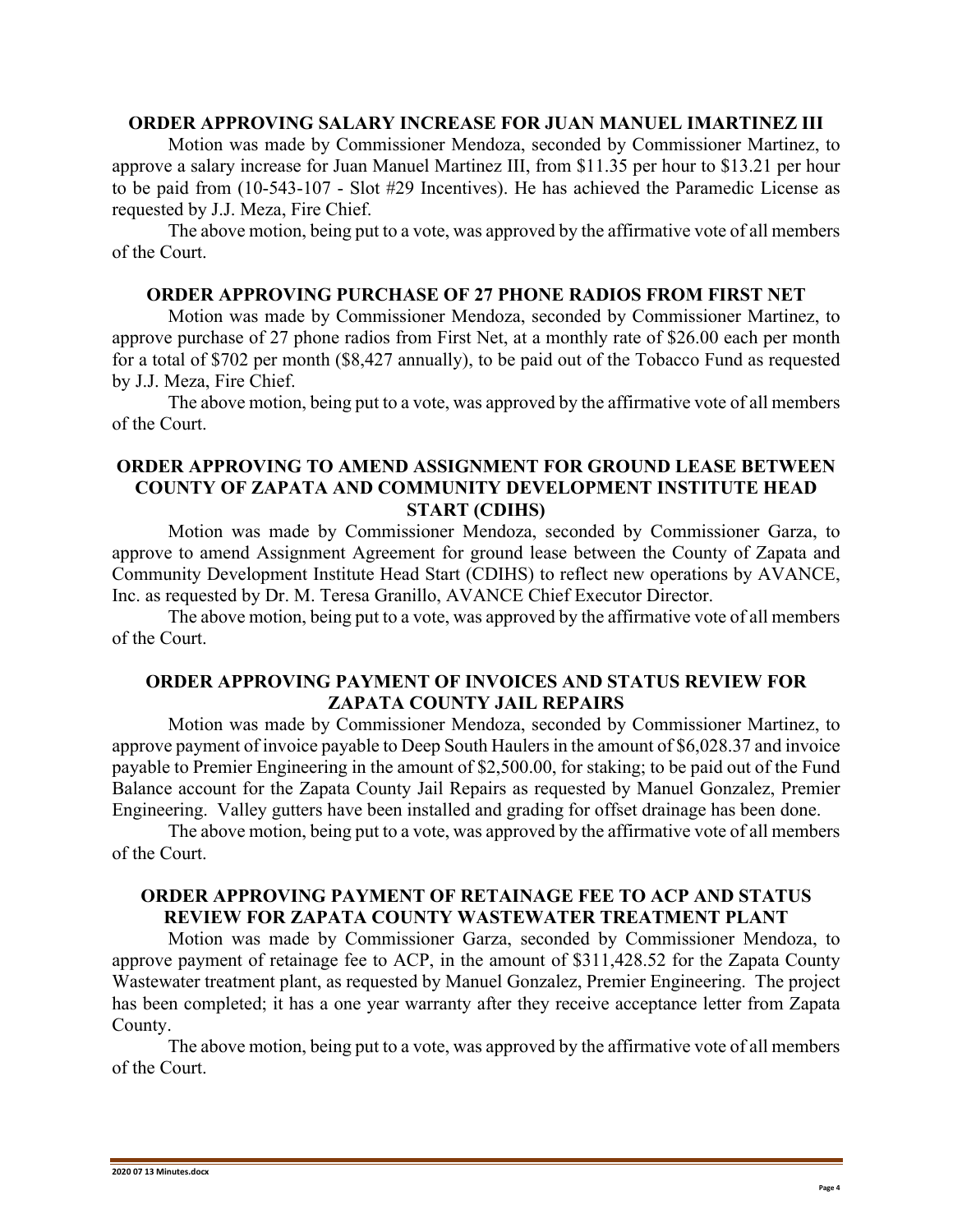**ORDER APPROVING SALARY INCREASE FOR JUAN MANUEL IMARTINEZ III**

Motion was made by Commissioner Mendoza, seconded by Commissioner Martinez, to approve a salary increase for Juan Manuel Martinez III, from $11.35 per hour to $13.21 per hour to be paid from (10-543-107 - Slot #29 Incentives). He has achieved the Paramedic License as requested by J.J. Meza, Fire Chief.

The above motion, being put to a vote, was approved by the affirmative vote of all members of the Court.

**ORDER APPROVING PURCHASE OF 27 PHONE RADIOS FROM FIRST NET**

Motion was made by Commissioner Mendoza, seconded by Commissioner Martinez, to approve purchase of 27 phone radios from First Net, at a monthly rate of $26.00 each per month for a total of $702 per month ($8,427 annually), to be paid out of the Tobacco Fund as requested by J.J. Meza, Fire Chief.

The above motion, being put to a vote, was approved by the affirmative vote of all members of the Court.

**ORDER APPROVING TO AMEND ASSIGNMENT FOR GROUND LEASE BETWEEN COUNTY OF ZAPATA AND COMMUNITY DEVELOPMENT INSTITUTE HEAD START (CDIHS)**

Motion was made by Commissioner Mendoza, seconded by Commissioner Garza, to approve to amend Assignment Agreement for ground lease between the County of Zapata and Community Development Institute Head Start (CDIHS) to reflect new operations by AVANCE, Inc. as requested by Dr. M. Teresa Granillo, AVANCE Chief Executor Director.

The above motion, being put to a vote, was approved by the affirmative vote of all members of the Court.

**ORDER APPROVING PAYMENT OF INVOICES AND STATUS REVIEW FOR ZAPATA COUNTY JAIL REPAIRS**

Motion was made by Commissioner Mendoza, seconded by Commissioner Martinez, to approve payment of invoice payable to Deep South Haulers in the amount of $6,028.37 and invoice payable to Premier Engineering in the amount of $2,500.00, for staking; to be paid out of the Fund Balance account for the Zapata County Jail Repairs as requested by Manuel Gonzalez, Premier Engineering. Valley gutters have been installed and grading for offset drainage has been done.

The above motion, being put to a vote, was approved by the affirmative vote of all members of the Court.

**ORDER APPROVING PAYMENT OF RETAINAGE FEE TO ACP AND STATUS REVIEW FOR ZAPATA COUNTY WASTEWATER TREATMENT PLANT**

Motion was made by Commissioner Garza, seconded by Commissioner Mendoza, to approve payment of retainage fee to ACP, in the amount of $311,428.52 for the Zapata County Wastewater treatment plant, as requested by Manuel Gonzalez, Premier Engineering. The project has been completed; it has a one year warranty after they receive acceptance letter from Zapata County.

The above motion, being put to a vote, was approved by the affirmative vote of all members of the Court.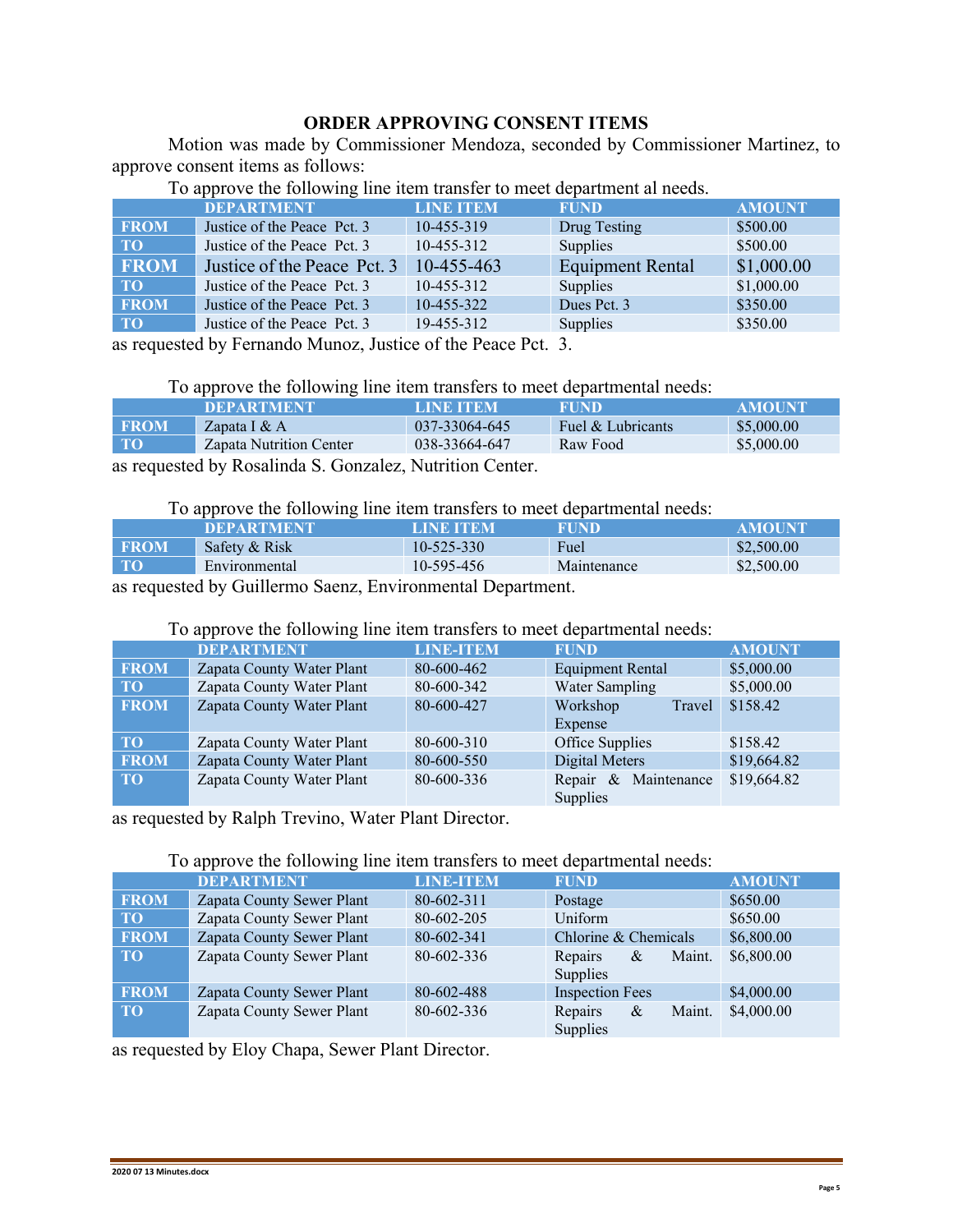**ORDER APPROVING CONSENT ITEMS**

Motion was made by Commissioner Mendoza, seconded by Commissioner Martinez, to approve consent items as follows:

To approve the following line item transfer to meet department al needs.

| | DEPARTMENT | LINE ITEM | FUND | AMOUNT |
|---|---|---|---|---|
| FROM | Justice of the Peace Pct. 3 | 10-455-319 | Drug Testing | $500.00 |
| TO | Justice of the Peace Pct. 3 | 10-455-312 | Supplies | $500.00 |
| FROM | Justice of the Peace Pct. 3 | 10-455-463 | Equipment Rental | $1,000.00 |
| TO | Justice of the Peace Pct. 3 | 10-455-312 | Supplies | $1,000.00 |
| FROM | Justice of the Peace Pct. 3 | 10-455-322 | Dues Pct. 3 | $350.00 |
| TO | Justice of the Peace Pct. 3 | 19-455-312 | Supplies | $350.00 |

as requested by Fernando Munoz, Justice of the Peace Pct. 3.

To approve the following line item transfers to meet departmental needs:

| | DEPARTMENT | LINE ITEM | FUND | AMOUNT |
|---|---|---|---|---|
| FROM | Zapata I & A | 037-33064-645 | Fuel & Lubricants | $5,000.00 |
| TO | Zapata Nutrition Center | 038-33664-647 | Raw Food | $5,000.00 |

as requested by Rosalinda S. Gonzalez, Nutrition Center.

To approve the following line item transfers to meet departmental needs:

| | DEPARTMENT | LINE ITEM | FUND | AMOUNT |
|---|---|---|---|---|
| FROM | Safety & Risk | 10-525-330 | Fuel | $2,500.00 |
| TO | Environmental | 10-595-456 | Maintenance | $2,500.00 |

as requested by Guillermo Saenz, Environmental Department.

To approve the following line item transfers to meet departmental needs:

| | DEPARTMENT | LINE-ITEM | FUND | AMOUNT |
|---|---|---|---|---|
| FROM | Zapata County Water Plant | 80-600-462 | Equipment Rental | $5,000.00 |
| TO | Zapata County Water Plant | 80-600-342 | Water Sampling | $5,000.00 |
| FROM | Zapata County Water Plant | 80-600-427 | Workshop Travel Expense | $158.42 |
| TO | Zapata County Water Plant | 80-600-310 | Office Supplies | $158.42 |
| FROM | Zapata County Water Plant | 80-600-550 | Digital Meters | $19,664.82 |
| TO | Zapata County Water Plant | 80-600-336 | Repair & Maintenance Supplies | $19,664.82 |

as requested by Ralph Trevino, Water Plant Director.

To approve the following line item transfers to meet departmental needs:

| | DEPARTMENT | LINE-ITEM | FUND | AMOUNT |
|---|---|---|---|---|
| FROM | Zapata County Sewer Plant | 80-602-311 | Postage | $650.00 |
| TO | Zapata County Sewer Plant | 80-602-205 | Uniform | $650.00 |
| FROM | Zapata County Sewer Plant | 80-602-341 | Chlorine & Chemicals | $6,800.00 |
| TO | Zapata County Sewer Plant | 80-602-336 | Repairs & Maint. Supplies | $6,800.00 |
| FROM | Zapata County Sewer Plant | 80-602-488 | Inspection Fees | $4,000.00 |
| TO | Zapata County Sewer Plant | 80-602-336 | Repairs & Maint. Supplies | $4,000.00 |

as requested by Eloy Chapa, Sewer Plant Director.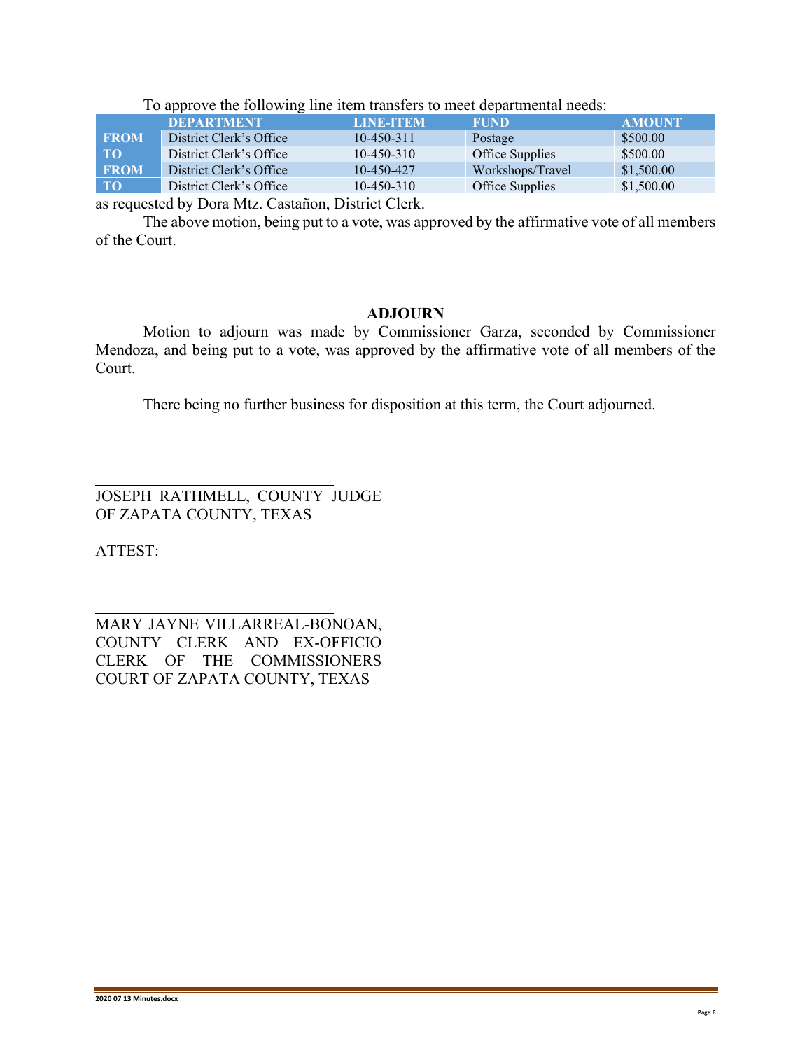To approve the following line item transfers to meet departmental needs:

| | DEPARTMENT | LINE-ITEM | FUND | AMOUNT |
| --- | --- | --- | --- | --- |
| FROM | District Clerk's Office | 10-450-311 | Postage | $500.00 |
| TO | District Clerk's Office | 10-450-310 | Office Supplies | $500.00 |
| FROM | District Clerk's Office | 10-450-427 | Workshops/Travel | $1,500.00 |
| TO | District Clerk's Office | 10-450-310 | Office Supplies | $1,500.00 |

as requested by Dora Mtz. Castañon, District Clerk.

The above motion, being put to a vote, was approved by the affirmative vote of all members of the Court.

## ADJOURN

Motion to adjourn was made by Commissioner Garza, seconded by Commissioner Mendoza, and being put to a vote, was approved by the affirmative vote of all members of the Court.

There being no further business for disposition at this term, the Court adjourned.

JOSEPH RATHMELL, COUNTY JUDGE
OF ZAPATA COUNTY, TEXAS

ATTEST:

MARY JAYNE VILLARREAL-BONOAN,
COUNTY CLERK AND EX-OFFICIO
CLERK OF THE COMMISSIONERS
COURT OF ZAPATA COUNTY, TEXAS